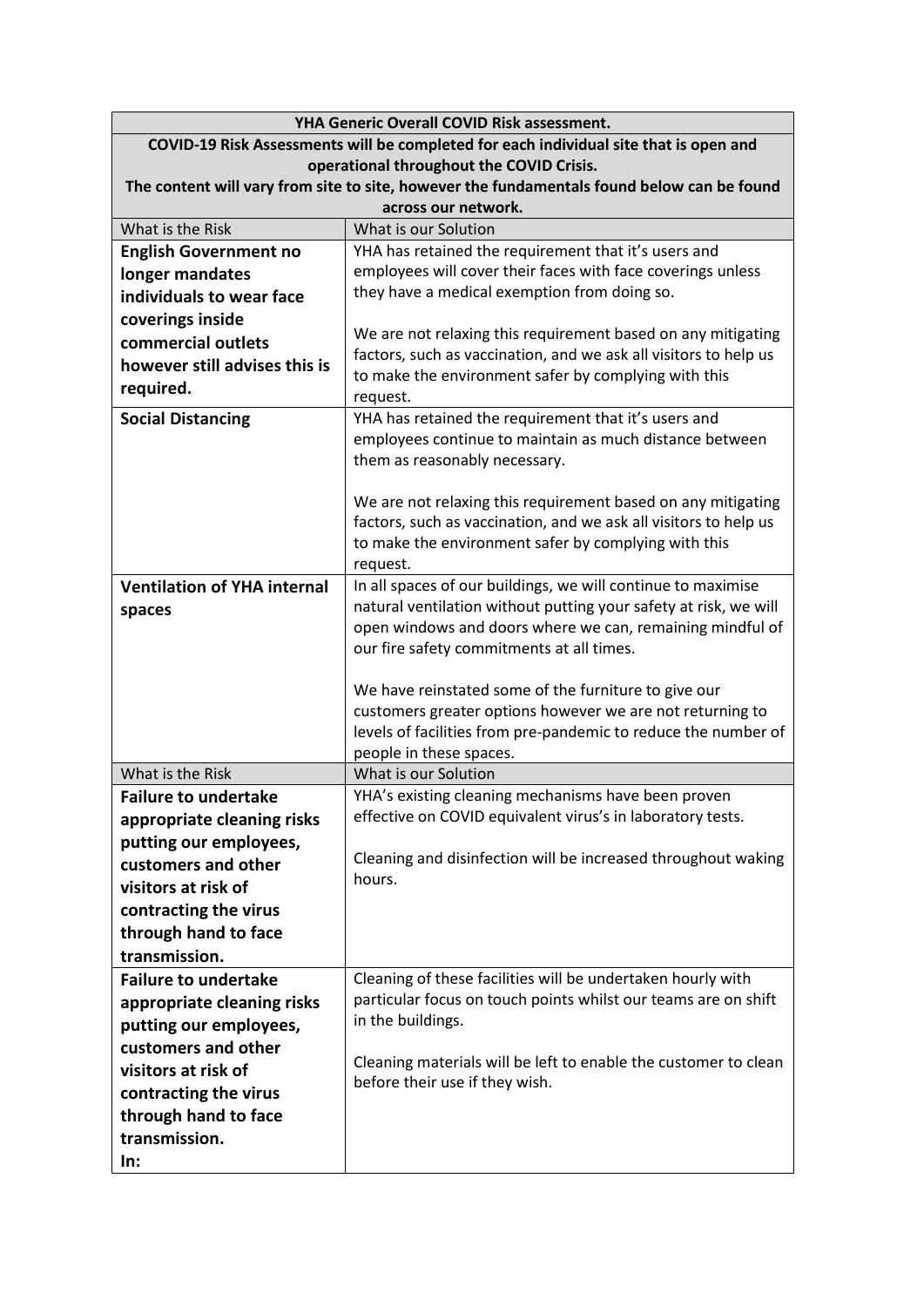| YHA Generic Overall COVID Risk assessment.<br>COVID-19 Risk Assessments will be completed for each individual site that is open and operational throughout the COVID Crisis.<br>The content will vary from site to site, however the fundamentals found below can be found across our network. | |
|---|---|
| What is the Risk | What is our Solution |
| **English Government no longer mandates individuals to wear face coverings inside commercial outlets however still advises this is required.** | YHA has retained the requirement that it's users and employees will cover their faces with face coverings unless they have a medical exemption from doing so.<br><br>We are not relaxing this requirement based on any mitigating factors, such as vaccination, and we ask all visitors to help us to make the environment safer by complying with this request. |
| **Social Distancing** | YHA has retained the requirement that it's users and employees continue to maintain as much distance between them as reasonably necessary.<br><br>We are not relaxing this requirement based on any mitigating factors, such as vaccination, and we ask all visitors to help us to make the environment safer by complying with this request. |
| **Ventilation of YHA internal spaces** | In all spaces of our buildings, we will continue to maximise natural ventilation without putting your safety at risk, we will open windows and doors where we can, remaining mindful of our fire safety commitments at all times.<br><br>We have reinstated some of the furniture to give our customers greater options however we are not returning to levels of facilities from pre-pandemic to reduce the number of people in these spaces. |
| What is the Risk | What is our Solution |
| **Failure to undertake appropriate cleaning risks putting our employees, customers and other visitors at risk of contracting the virus through hand to face transmission.** | YHA's existing cleaning mechanisms have been proven effective on COVID equivalent virus's in laboratory tests.<br><br>Cleaning and disinfection will be increased throughout waking hours. |
| **Failure to undertake appropriate cleaning risks putting our employees, customers and other visitors at risk of contracting the virus through hand to face transmission.<br>In:** | Cleaning of these facilities will be undertaken hourly with particular focus on touch points whilst our teams are on shift in the buildings.<br><br>Cleaning materials will be left to enable the customer to clean before their use if they wish. |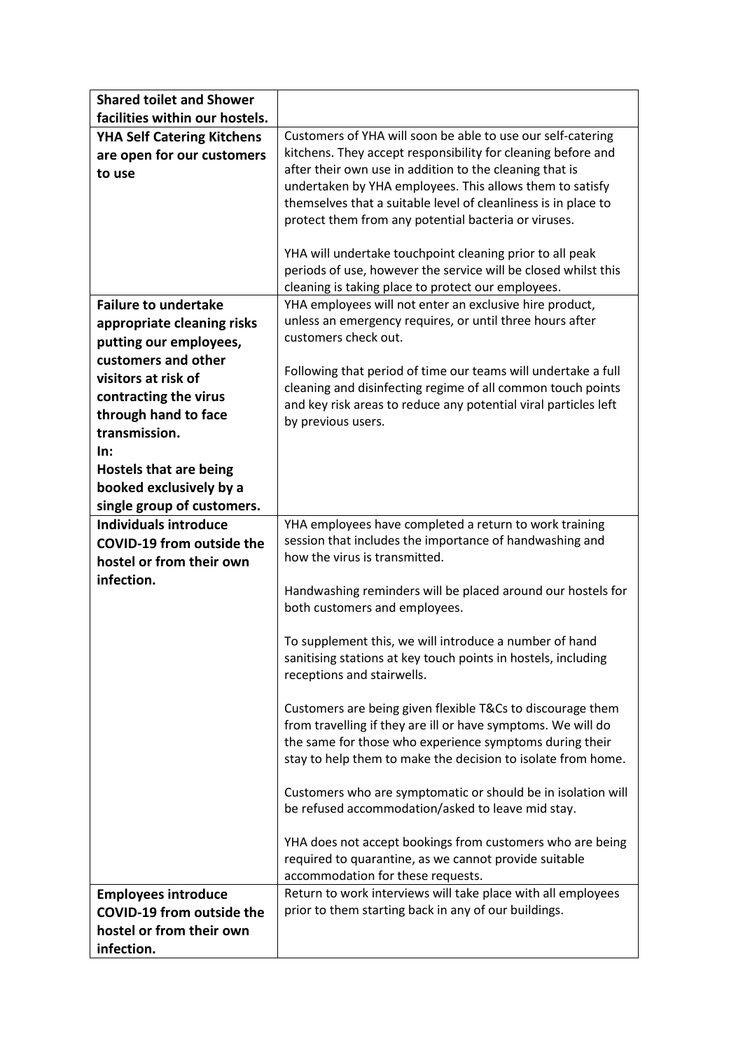| | |
|---|---|
| **Shared toilet and Shower facilities within our hostels.** | |
| **YHA Self Catering Kitchens are open for our customers to use** | Customers of YHA will soon be able to use our self-catering kitchens. They accept responsibility for cleaning before and after their own use in addition to the cleaning that is undertaken by YHA employees. This allows them to satisfy themselves that a suitable level of cleanliness is in place to protect them from any potential bacteria or viruses.<br><br>YHA will undertake touchpoint cleaning prior to all peak periods of use, however the service will be closed whilst this cleaning is taking place to protect our employees. |
| **Failure to undertake appropriate cleaning risks putting our employees, customers and other visitors at risk of contracting the virus through hand to face transmission.<br>In:<br>Hostels that are being booked exclusively by a single group of customers.** | YHA employees will not enter an exclusive hire product, unless an emergency requires, or until three hours after customers check out.<br><br>Following that period of time our teams will undertake a full cleaning and disinfecting regime of all common touch points and key risk areas to reduce any potential viral particles left by previous users. |
| **Individuals introduce COVID-19 from outside the hostel or from their own infection.** | YHA employees have completed a return to work training session that includes the importance of handwashing and how the virus is transmitted.<br><br>Handwashing reminders will be placed around our hostels for both customers and employees.<br><br>To supplement this, we will introduce a number of hand sanitising stations at key touch points in hostels, including receptions and stairwells.<br><br>Customers are being given flexible T&Cs to discourage them from travelling if they are ill or have symptoms. We will do the same for those who experience symptoms during their stay to help them to make the decision to isolate from home.<br><br>Customers who are symptomatic or should be in isolation will be refused accommodation/asked to leave mid stay.<br><br>YHA does not accept bookings from customers who are being required to quarantine, as we cannot provide suitable accommodation for these requests. |
| **Employees introduce COVID-19 from outside the hostel or from their own infection.** | Return to work interviews will take place with all employees prior to them starting back in any of our buildings. |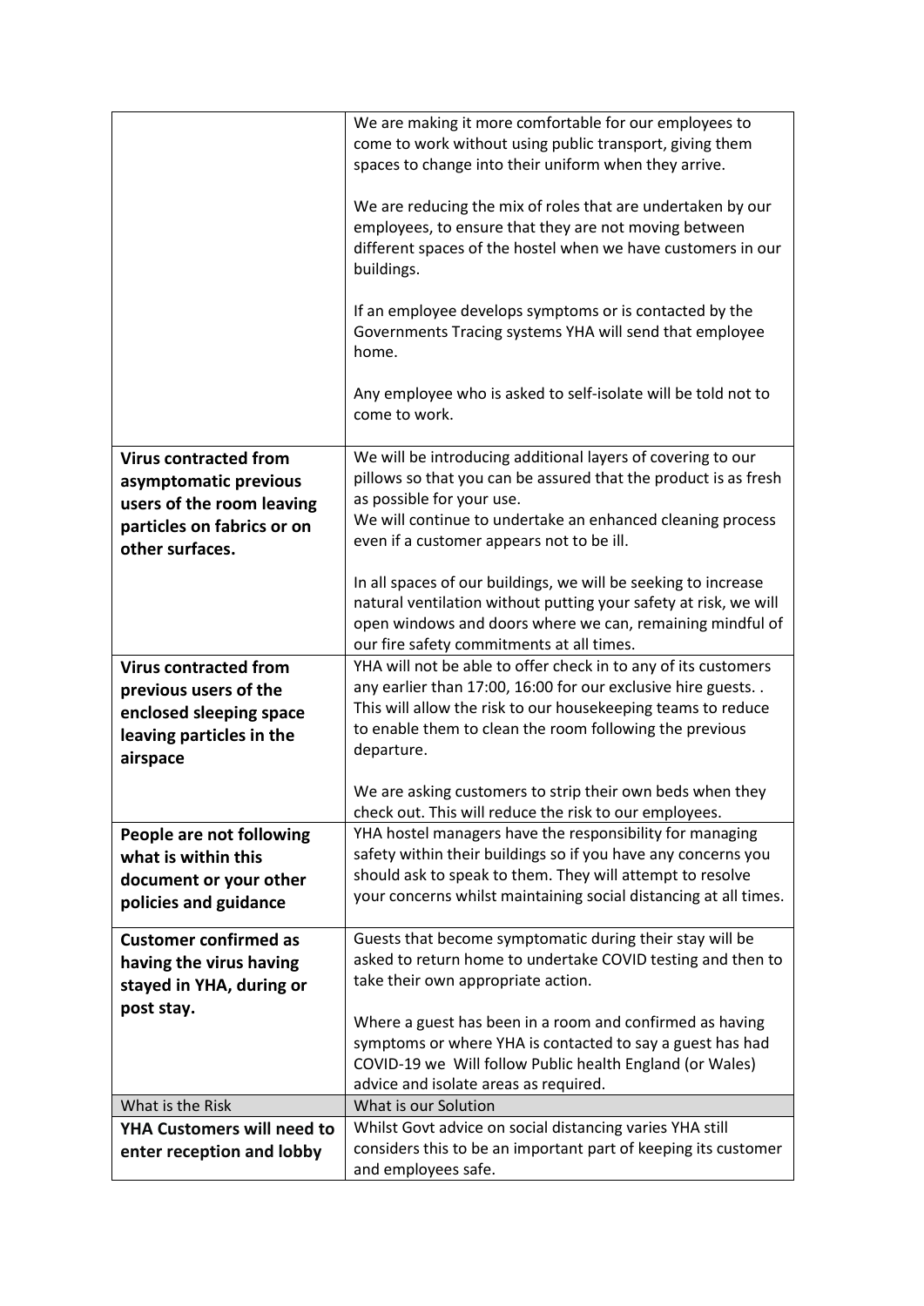| | |
|---|---|
| | We are making it more comfortable for our employees to come to work without using public transport, giving them spaces to change into their uniform when they arrive.<br><br>We are reducing the mix of roles that are undertaken by our employees, to ensure that they are not moving between different spaces of the hostel when we have customers in our buildings.<br><br>If an employee develops symptoms or is contacted by the Governments Tracing systems YHA will send that employee home.<br><br>Any employee who is asked to self-isolate will be told not to come to work. |
| **Virus contracted from asymptomatic previous users of the room leaving particles on fabrics or on other surfaces.** | We will be introducing additional layers of covering to our pillows so that you can be assured that the product is as fresh as possible for your use.<br>We will continue to undertake an enhanced cleaning process even if a customer appears not to be ill.<br><br>In all spaces of our buildings, we will be seeking to increase natural ventilation without putting your safety at risk, we will open windows and doors where we can, remaining mindful of our fire safety commitments at all times. |
| **Virus contracted from previous users of the enclosed sleeping space leaving particles in the airspace** | YHA will not be able to offer check in to any of its customers any earlier than 17:00, 16:00 for our exclusive hire guests. . This will allow the risk to our housekeeping teams to reduce to enable them to clean the room following the previous departure.<br><br>We are asking customers to strip their own beds when they check out. This will reduce the risk to our employees. |
| **People are not following what is within this document or your other policies and guidance** | YHA hostel managers have the responsibility for managing safety within their buildings so if you have any concerns you should ask to speak to them. They will attempt to resolve your concerns whilst maintaining social distancing at all times. |
| **Customer confirmed as having the virus having stayed in YHA, during or post stay.** | Guests that become symptomatic during their stay will be asked to return home to undertake COVID testing and then to take their own appropriate action.<br><br>Where a guest has been in a room and confirmed as having symptoms or where YHA is contacted to say a guest has had COVID-19 we Will follow Public health England (or Wales) advice and isolate areas as required. |
| What is the Risk | What is our Solution |
| **YHA Customers will need to enter reception and lobby** | Whilst Govt advice on social distancing varies YHA still considers this to be an important part of keeping its customer and employees safe. |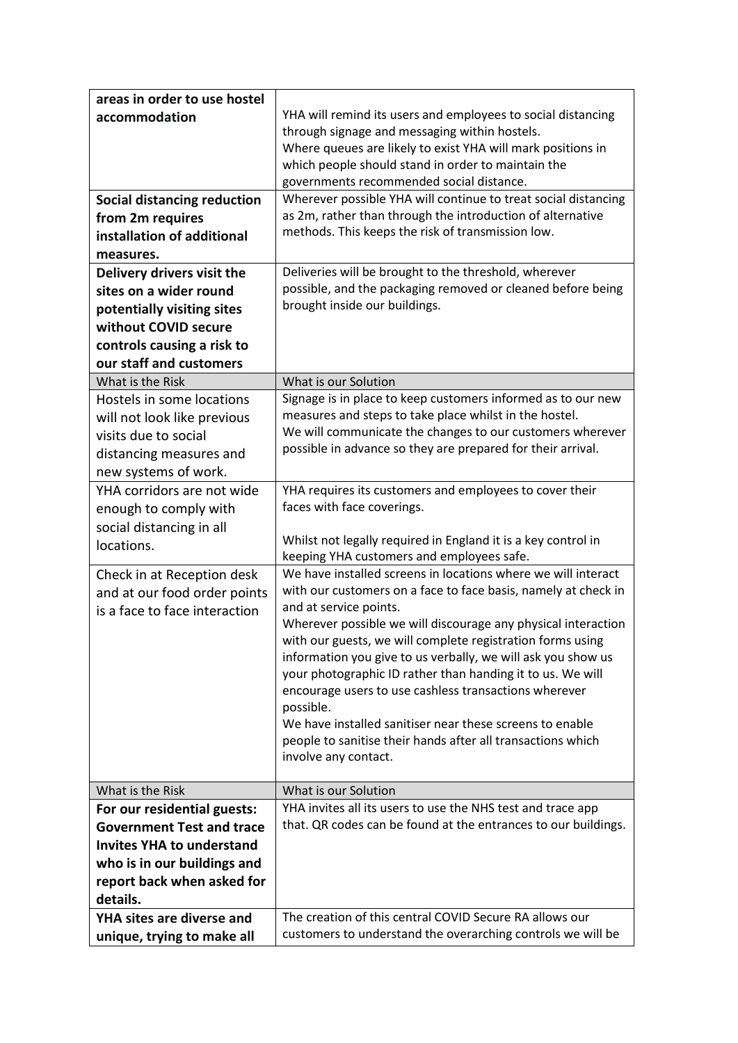| | |
|---|---|
| **areas in order to use hostel accommodation** | YHA will remind its users and employees to social distancing through signage and messaging within hostels. Where queues are likely to exist YHA will mark positions in which people should stand in order to maintain the governments recommended social distance. |
| **Social distancing reduction from 2m requires installation of additional measures.** | Wherever possible YHA will continue to treat social distancing as 2m, rather than through the introduction of alternative methods. This keeps the risk of transmission low. |
| **Delivery drivers visit the sites on a wider round potentially visiting sites without COVID secure controls causing a risk to our staff and customers** | Deliveries will be brought to the threshold, wherever possible, and the packaging removed or cleaned before being brought inside our buildings. |

| What is the Risk | What is our Solution |
|---|---|
| Hostels in some locations will not look like previous visits due to social distancing measures and new systems of work. | Signage is in place to keep customers informed as to our new measures and steps to take place whilst in the hostel. We will communicate the changes to our customers wherever possible in advance so they are prepared for their arrival. |
| YHA corridors are not wide enough to comply with social distancing in all locations. | YHA requires its customers and employees to cover their faces with face coverings. <br><br> Whilst not legally required in England it is a key control in keeping YHA customers and employees safe. |
| Check in at Reception desk and at our food order points is a face to face interaction | We have installed screens in locations where we will interact with our customers on a face to face basis, namely at check in and at service points. Wherever possible we will discourage any physical interaction with our guests, we will complete registration forms using information you give to us verbally, we will ask you show us your photographic ID rather than handing it to us. We will encourage users to use cashless transactions wherever possible. We have installed sanitiser near these screens to enable people to sanitise their hands after all transactions which involve any contact. |

| What is the Risk | What is our Solution |
|---|---|
| **For our residential guests: Government Test and trace Invites YHA to understand who is in our buildings and report back when asked for details.** | YHA invites all its users to use the NHS test and trace app that. QR codes can be found at the entrances to our buildings. |
| **YHA sites are diverse and unique, trying to make all** | The creation of this central COVID Secure RA allows our customers to understand the overarching controls we will be |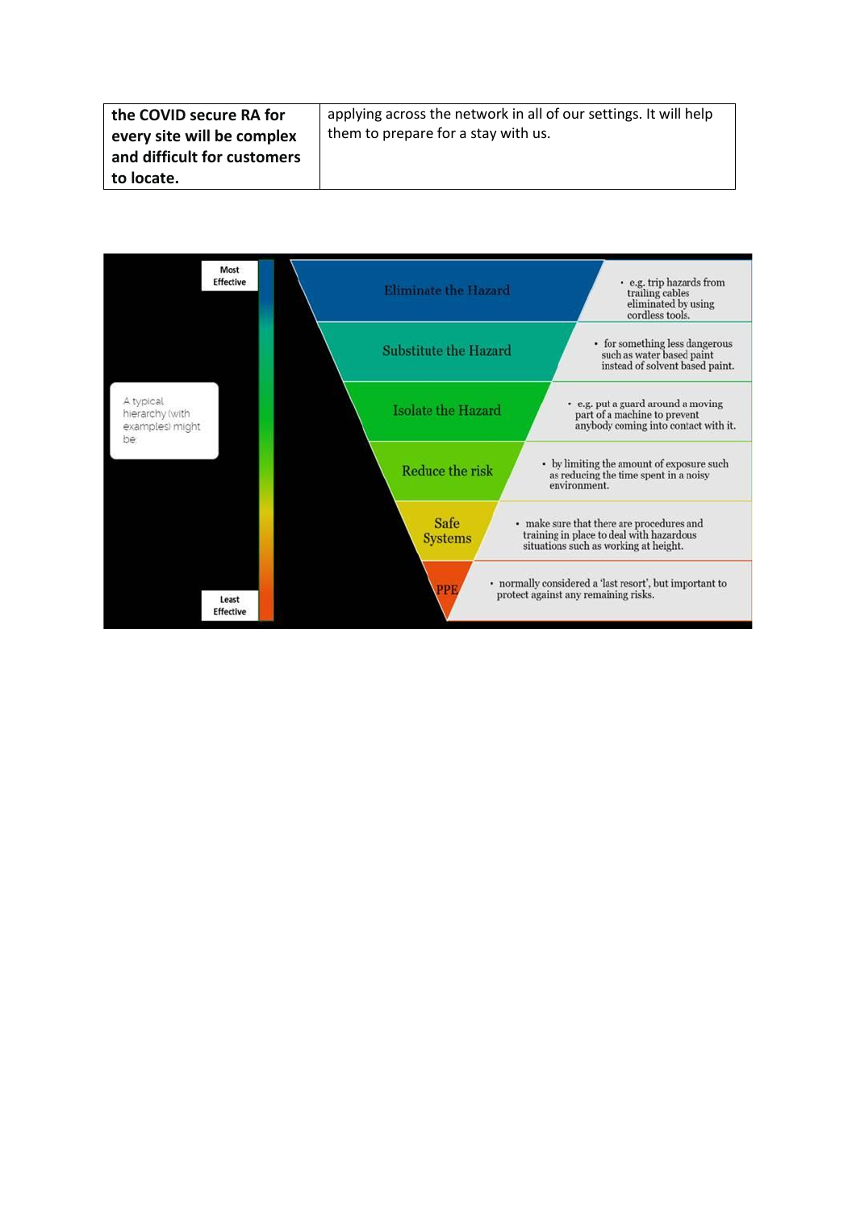| | |
|---|---|
| **the COVID secure RA for every site will be complex and difficult for customers to locate.** | applying across the network in all of our settings. It will help them to prepare for a stay with us. |

Most Effective

Least Effective

A typical hierarchy (with examples) might be:

Eliminate the Hazard
- e.g. trip hazards from trailing cables eliminated by using cordless tools.

Substitute the Hazard
- for something less dangerous such as water based paint instead of solvent based paint.

Isolate the Hazard
- e.g. put a guard around a moving part of a machine to prevent anybody coming into contact with it.

Reduce the risk
- by limiting the amount of exposure such as reducing the time spent in a noisy environment.

Safe Systems
- make sure that there are procedures and training in place to deal with hazardous situations such as working at height.

PPE
- normally considered a 'last resort', but important to protect against any remaining risks.